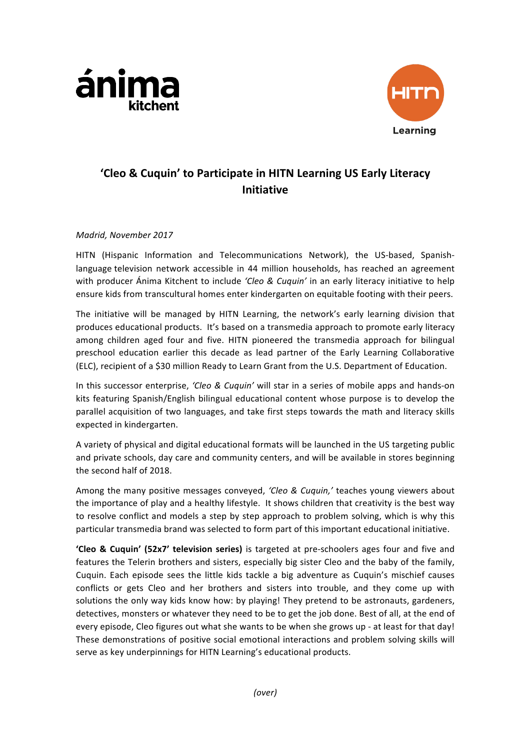# 'Cleo & Cuquin' to Participate in HITN Learning US Early Literacy Initiative

*Madrid, November 2017*

HITN (Hispanic Information and Telecommunications Network), the US-based, Spanish-language television network accessible in 44 million households, has reached an agreement with producer Ánima Kitchent to include *'Cleo & Cuquin'* in an early literacy initiative to help ensure kids from transcultural homes enter kindergarten on equitable footing with their peers.

The initiative will be managed by HITN Learning, the network's early learning division that produces educational products. It's based on a transmedia approach to promote early literacy among children aged four and five. HITN pioneered the transmedia approach for bilingual preschool education earlier this decade as lead partner of the Early Learning Collaborative (ELC), recipient of a $30 million Ready to Learn Grant from the U.S. Department of Education.

In this successor enterprise, *'Cleo & Cuquin'* will star in a series of mobile apps and hands-on kits featuring Spanish/English bilingual educational content whose purpose is to develop the parallel acquisition of two languages, and take first steps towards the math and literacy skills expected in kindergarten.

A variety of physical and digital educational formats will be launched in the US targeting public and private schools, day care and community centers, and will be available in stores beginning the second half of 2018.

Among the many positive messages conveyed, *'Cleo & Cuquin,'* teaches young viewers about the importance of play and a healthy lifestyle. It shows children that creativity is the best way to resolve conflict and models a step by step approach to problem solving, which is why this particular transmedia brand was selected to form part of this important educational initiative.

**'Cleo & Cuquin' (52x7' television series)** is targeted at pre-schoolers ages four and five and features the Telerin brothers and sisters, especially big sister Cleo and the baby of the family, Cuquin. Each episode sees the little kids tackle a big adventure as Cuquin's mischief causes conflicts or gets Cleo and her brothers and sisters into trouble, and they come up with solutions the only way kids know how: by playing! They pretend to be astronauts, gardeners, detectives, monsters or whatever they need to be to get the job done. Best of all, at the end of every episode, Cleo figures out what she wants to be when she grows up - at least for that day! These demonstrations of positive social emotional interactions and problem solving skills will serve as key underpinnings for HITN Learning's educational products.

*(over)*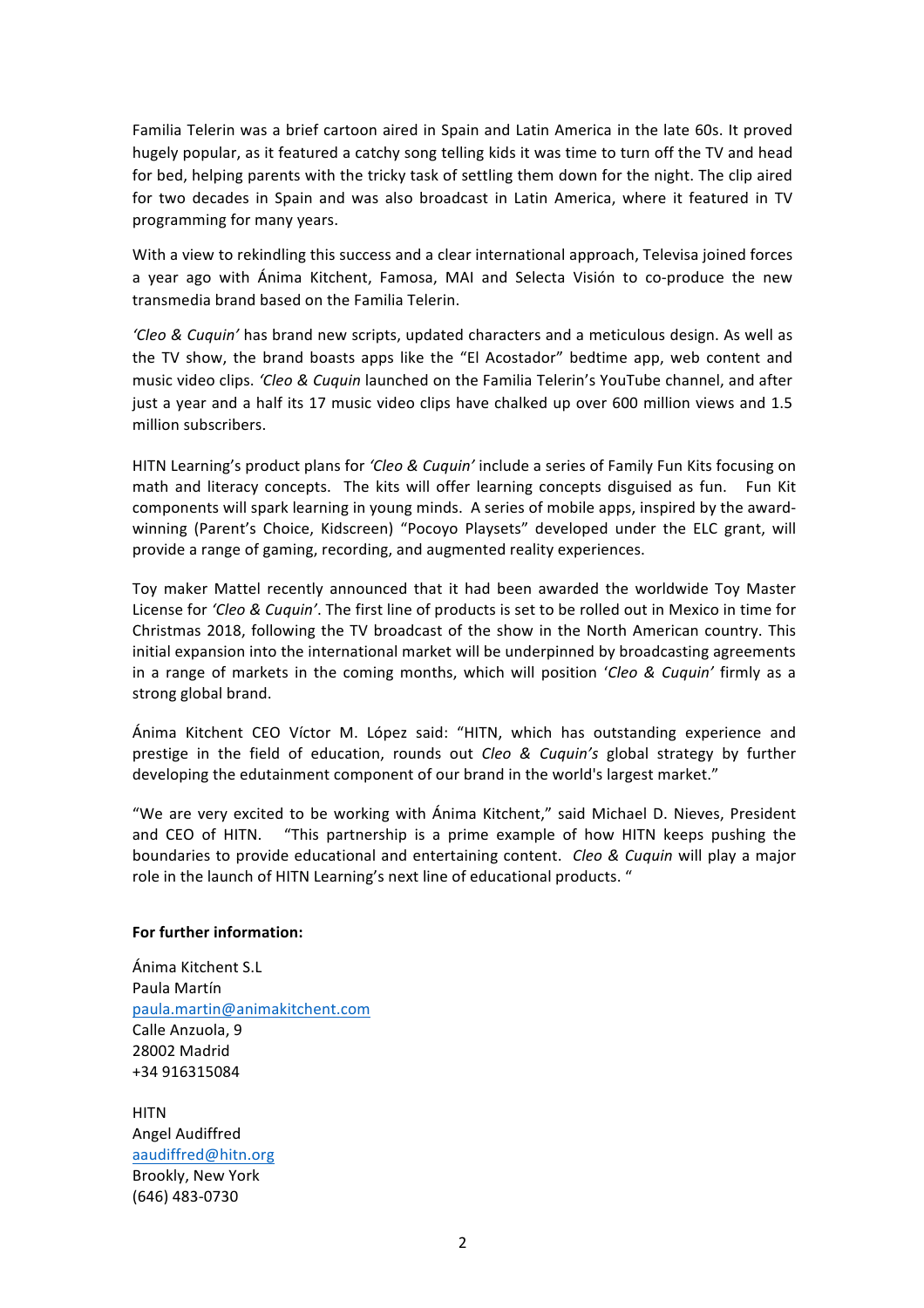Familia Telerin was a brief cartoon aired in Spain and Latin America in the late 60s. It proved hugely popular, as it featured a catchy song telling kids it was time to turn off the TV and head for bed, helping parents with the tricky task of settling them down for the night. The clip aired for two decades in Spain and was also broadcast in Latin America, where it featured in TV programming for many years.

With a view to rekindling this success and a clear international approach, Televisa joined forces a year ago with Ánima Kitchent, Famosa, MAI and Selecta Visión to co-produce the new transmedia brand based on the Familia Telerin.

*'Cleo & Cuquin'* has brand new scripts, updated characters and a meticulous design. As well as the TV show, the brand boasts apps like the "El Acostador" bedtime app, web content and music video clips. *'Cleo & Cuquin* launched on the Familia Telerin's YouTube channel, and after just a year and a half its 17 music video clips have chalked up over 600 million views and 1.5 million subscribers.

HITN Learning's product plans for *'Cleo & Cuquin'* include a series of Family Fun Kits focusing on math and literacy concepts. The kits will offer learning concepts disguised as fun. Fun Kit components will spark learning in young minds. A series of mobile apps, inspired by the award-winning (Parent's Choice, Kidscreen) "Pocoyo Playsets" developed under the ELC grant, will provide a range of gaming, recording, and augmented reality experiences.

Toy maker Mattel recently announced that it had been awarded the worldwide Toy Master License for *'Cleo & Cuquin'*. The first line of products is set to be rolled out in Mexico in time for Christmas 2018, following the TV broadcast of the show in the North American country. This initial expansion into the international market will be underpinned by broadcasting agreements in a range of markets in the coming months, which will position '*Cleo & Cuquin'* firmly as a strong global brand.

Ánima Kitchent CEO Víctor M. López said: "HITN, which has outstanding experience and prestige in the field of education, rounds out *Cleo & Cuquin's* global strategy by further developing the edutainment component of our brand in the world's largest market."

"We are very excited to be working with Ánima Kitchent," said Michael D. Nieves, President and CEO of HITN. "This partnership is a prime example of how HITN keeps pushing the boundaries to provide educational and entertaining content. *Cleo & Cuquin* will play a major role in the launch of HITN Learning's next line of educational products. "

**For further information:**

Ánima Kitchent S.L
Paula Martín
paula.martin@animakitchent.com
Calle Anzuola, 9
28002 Madrid
+34 916315084

HITN
Angel Audiffred
aaudiffred@hitn.org
Brookly, New York
(646) 483-0730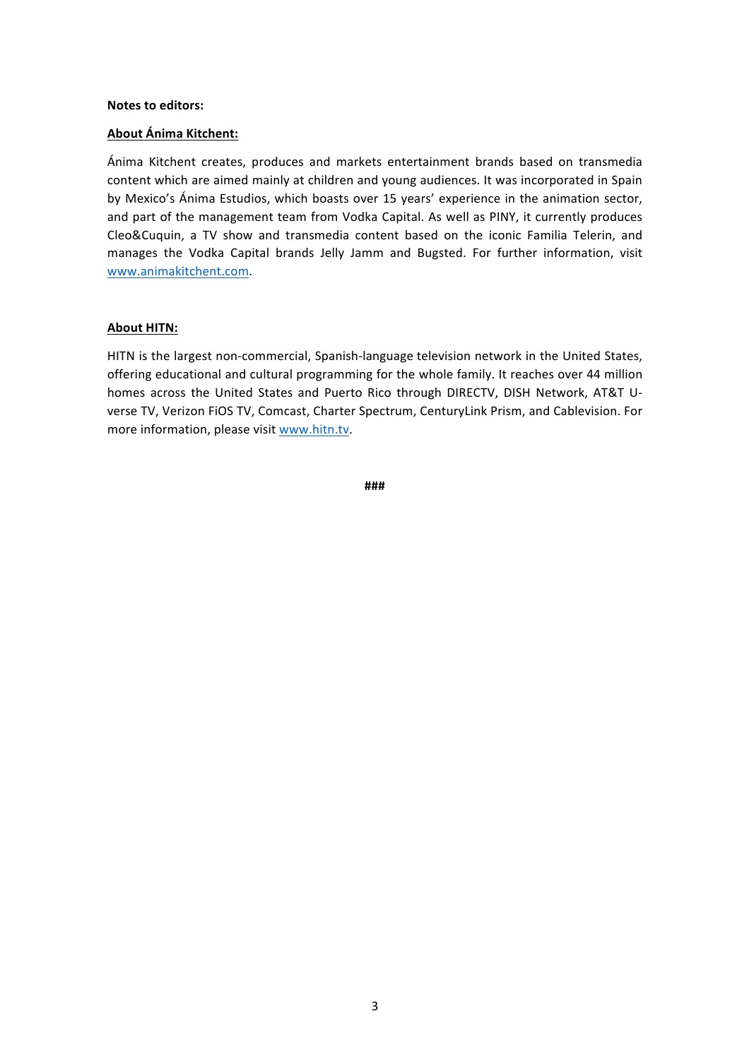**Notes to editors:**

**About Ánima Kitchent:**

Ánima Kitchent creates, produces and markets entertainment brands based on transmedia content which are aimed mainly at children and young audiences. It was incorporated in Spain by Mexico's Ánima Estudios, which boasts over 15 years' experience in the animation sector, and part of the management team from Vodka Capital. As well as PINY, it currently produces Cleo&Cuquin, a TV show and transmedia content based on the iconic Familia Telerin, and manages the Vodka Capital brands Jelly Jamm and Bugsted. For further information, visit www.animakitchent.com.

**About HITN:**

HITN is the largest non-commercial, Spanish-language television network in the United States, offering educational and cultural programming for the whole family. It reaches over 44 million homes across the United States and Puerto Rico through DIRECTV, DISH Network, AT&T U-verse TV, Verizon FiOS TV, Comcast, Charter Spectrum, CenturyLink Prism, and Cablevision. For more information, please visit www.hitn.tv.

###